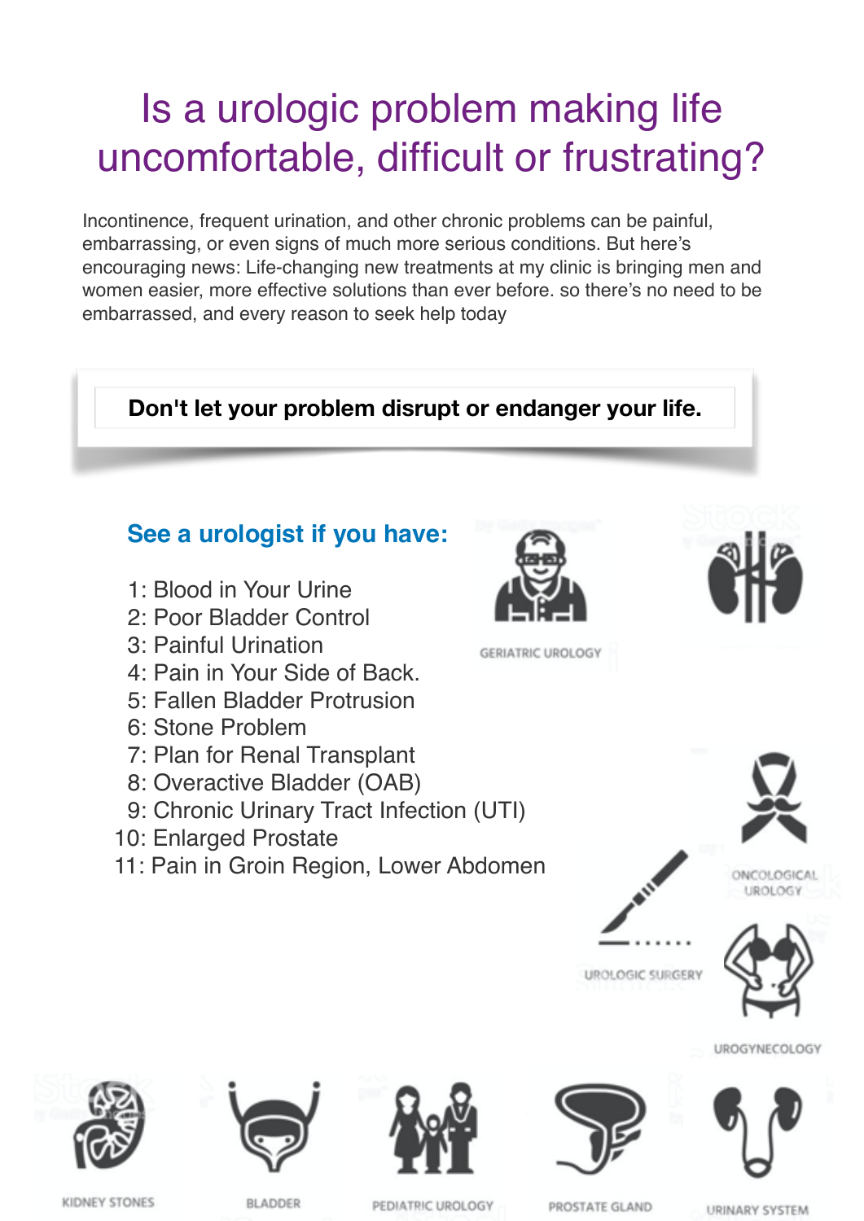# Is a urologic problem making life uncomfortable, difficult or frustrating?

Incontinence, frequent urination, and other chronic problems can be painful, embarrassing, or even signs of much more serious conditions. But here's encouraging news: Life-changing new treatments at my clinic is bringing men and women easier, more effective solutions than ever before. so there's no need to be embarrassed, and every reason to seek help today

**Don't let your problem disrupt or endanger your life.**

## See a urologist if you have:

1: Blood in Your Urine
2: Poor Bladder Control
3: Painful Urination
4: Pain in Your Side of Back.
5: Fallen Bladder Protrusion
6: Stone Problem
7: Plan for Renal Transplant
8: Overactive Bladder (OAB)
9: Chronic Urinary Tract Infection (UTI)
10: Enlarged Prostate
11: Pain in Groin Region, Lower Abdomen

GERIATRIC UROLOGY

ONCOLOGICAL UROLOGY

UROLOGIC SURGERY

UROGYNECOLOGY

KIDNEY STONES

BLADDER

PEDIATRIC UROLOGY

PROSTATE GLAND

URINARY SYSTEM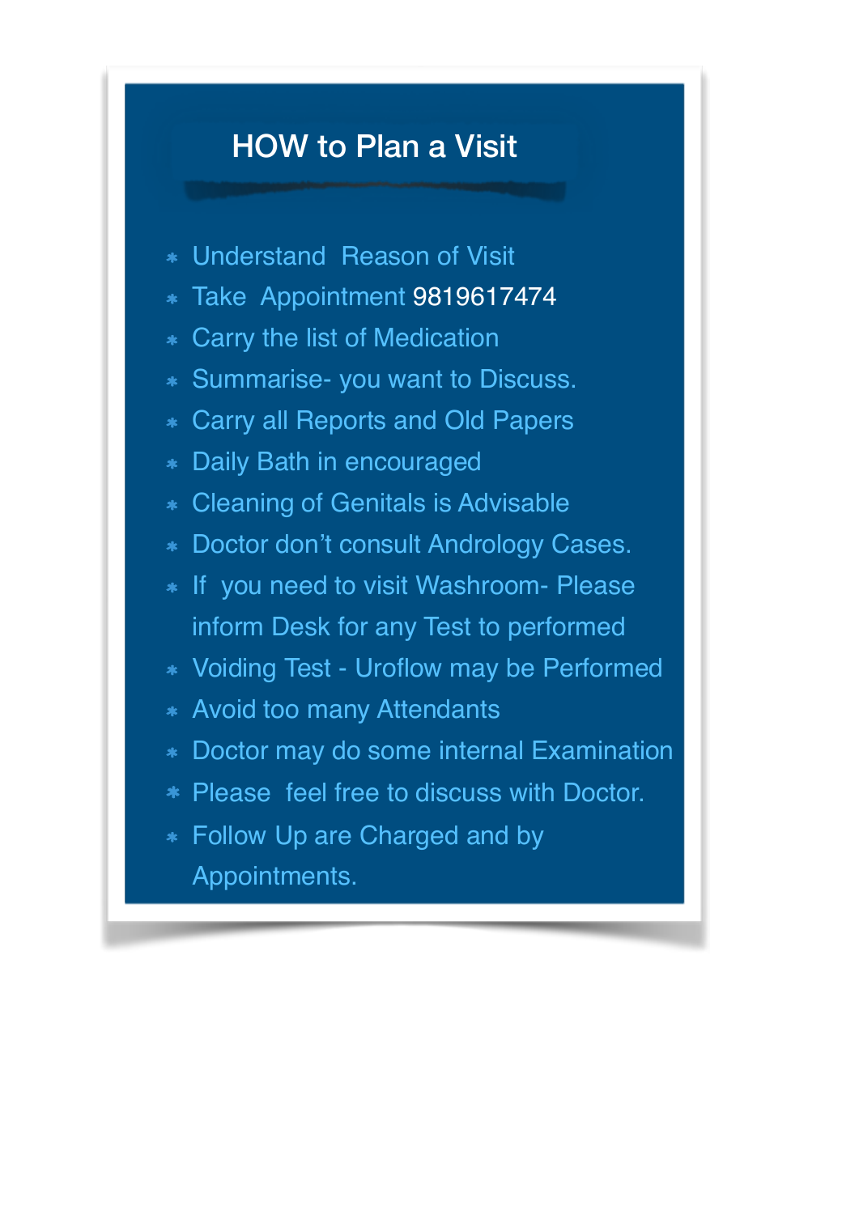# HOW to Plan a Visit

- Understand  Reason of Visit
- Take  Appointment 9819617474
- Carry the list of Medication
- Summarise- you want to Discuss.
- Carry all Reports and Old Papers
- Daily Bath in encouraged
- Cleaning of Genitals is Advisable
- Doctor don't consult Andrology Cases.
- If  you need to visit Washroom- Please inform Desk for any Test to performed
- Voiding Test - Uroflow may be Performed
- Avoid too many Attendants
- Doctor may do some internal Examination
- Please  feel free to discuss with Doctor.
- Follow Up are Charged and by Appointments.